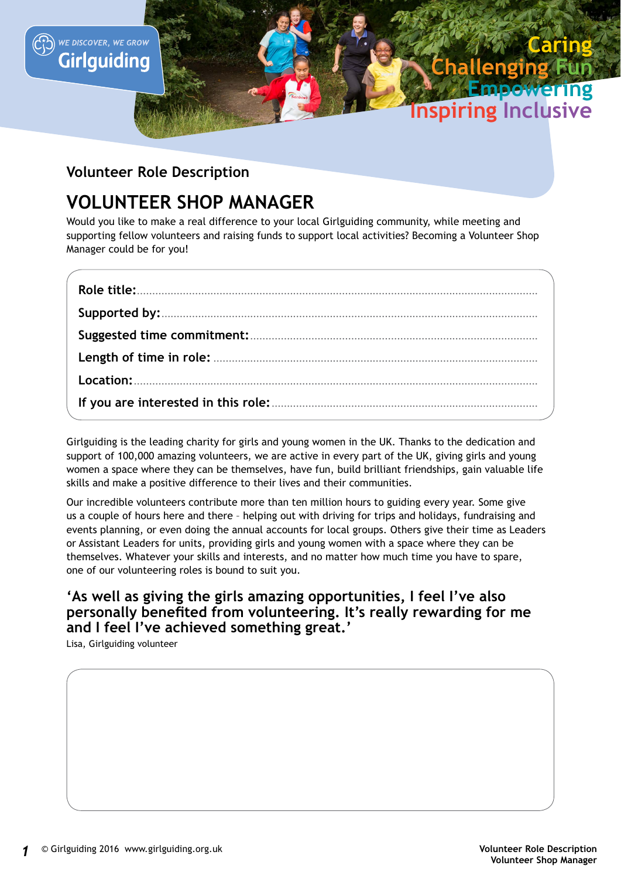Caring Challenging Fun Empowering Inspiring Inclusive

Volunteer Role Description

# VOLUNTEER SHOP MANAGER

Would you like to make a real difference to your local Girlguiding community, while meeting and supporting fellow volunteers and raising funds to support local activities? Becoming a Volunteer Shop Manager could be for you!

**Role title:**.................................................................................................................................

**Supported by:**..........................................................................................................................

**Suggested time commitment:**..................................................................................................

**Length of time in role:** ..........................................................................................................

**Location:**..................................................................................................................................

**If you are interested in this role:**............................................................................................

Girlguiding is the leading charity for girls and young women in the UK. Thanks to the dedication and support of 100,000 amazing volunteers, we are active in every part of the UK, giving girls and young women a space where they can be themselves, have fun, build brilliant friendships, gain valuable life skills and make a positive difference to their lives and their communities.

Our incredible volunteers contribute more than ten million hours to guiding every year. Some give us a couple of hours here and there – helping out with driving for trips and holidays, fundraising and events planning, or even doing the annual accounts for local groups. Others give their time as Leaders or Assistant Leaders for units, providing girls and young women with a space where they can be themselves. Whatever your skills and interests, and no matter how much time you have to spare, one of our volunteering roles is bound to suit you.

**'As well as giving the girls amazing opportunities, I feel I've also personally benefited from volunteering. It's really rewarding for me and I feel I've achieved something great.'**

Lisa, Girlguiding volunteer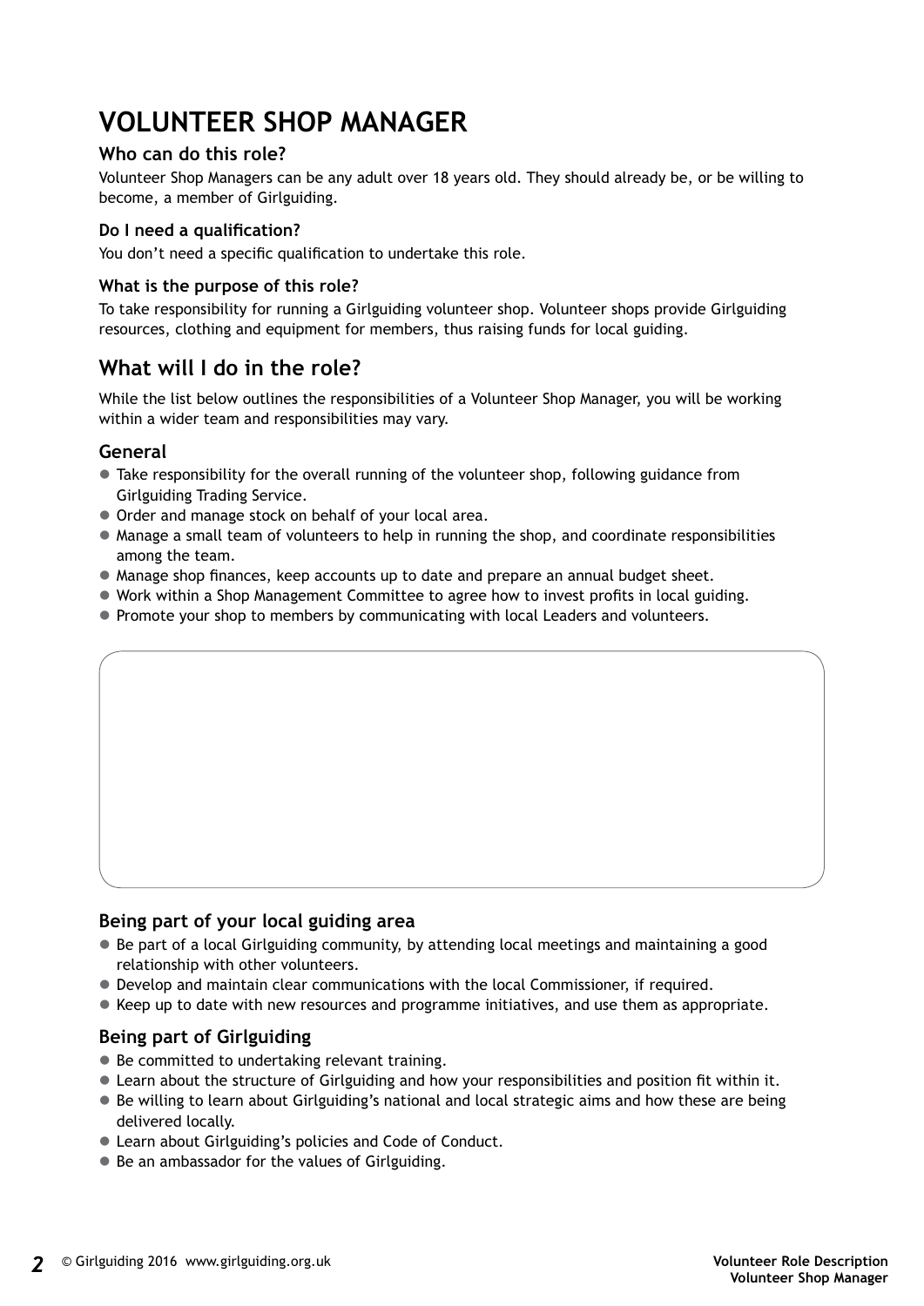# VOLUNTEER SHOP MANAGER

### Who can do this role?

Volunteer Shop Managers can be any adult over 18 years old. They should already be, or be willing to become, a member of Girlguiding.

#### Do I need a qualification?

You don't need a specific qualification to undertake this role.

#### What is the purpose of this role?

To take responsibility for running a Girlguiding volunteer shop. Volunteer shops provide Girlguiding resources, clothing and equipment for members, thus raising funds for local guiding.

## What will I do in the role?

While the list below outlines the responsibilities of a Volunteer Shop Manager, you will be working within a wider team and responsibilities may vary.

### General

- Take responsibility for the overall running of the volunteer shop, following guidance from Girlguiding Trading Service.
- Order and manage stock on behalf of your local area.
- Manage a small team of volunteers to help in running the shop, and coordinate responsibilities among the team.
- Manage shop finances, keep accounts up to date and prepare an annual budget sheet.
- Work within a Shop Management Committee to agree how to invest profits in local guiding.
- Promote your shop to members by communicating with local Leaders and volunteers.

### Being part of your local guiding area

- Be part of a local Girlguiding community, by attending local meetings and maintaining a good relationship with other volunteers.
- Develop and maintain clear communications with the local Commissioner, if required.
- Keep up to date with new resources and programme initiatives, and use them as appropriate.

### Being part of Girlguiding

- Be committed to undertaking relevant training.
- Learn about the structure of Girlguiding and how your responsibilities and position fit within it.
- Be willing to learn about Girlguiding's national and local strategic aims and how these are being delivered locally.
- Learn about Girlguiding's policies and Code of Conduct.
- Be an ambassador for the values of Girlguiding.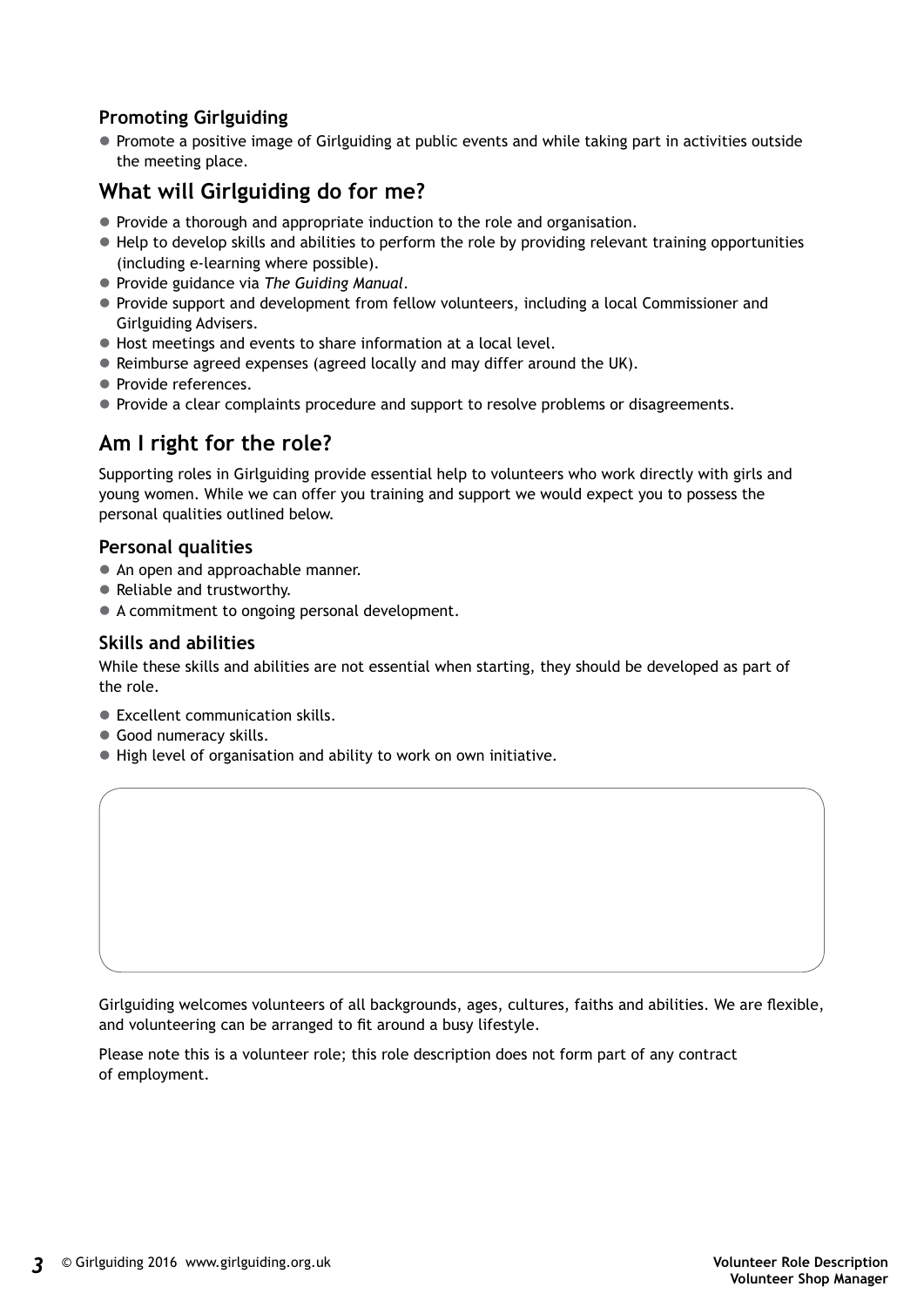### Promoting Girlguiding

- Promote a positive image of Girlguiding at public events and while taking part in activities outside the meeting place.

## What will Girlguiding do for me?

- Provide a thorough and appropriate induction to the role and organisation.
- Help to develop skills and abilities to perform the role by providing relevant training opportunities (including e-learning where possible).
- Provide guidance via *The Guiding Manual*.
- Provide support and development from fellow volunteers, including a local Commissioner and Girlguiding Advisers.
- Host meetings and events to share information at a local level.
- Reimburse agreed expenses (agreed locally and may differ around the UK).
- Provide references.
- Provide a clear complaints procedure and support to resolve problems or disagreements.

## Am I right for the role?

Supporting roles in Girlguiding provide essential help to volunteers who work directly with girls and young women. While we can offer you training and support we would expect you to possess the personal qualities outlined below.

### Personal qualities

- An open and approachable manner.
- Reliable and trustworthy.
- A commitment to ongoing personal development.

### Skills and abilities

While these skills and abilities are not essential when starting, they should be developed as part of the role.

- Excellent communication skills.
- Good numeracy skills.
- High level of organisation and ability to work on own initiative.

Girlguiding welcomes volunteers of all backgrounds, ages, cultures, faiths and abilities. We are flexible, and volunteering can be arranged to fit around a busy lifestyle.

Please note this is a volunteer role; this role description does not form part of any contract of employment.